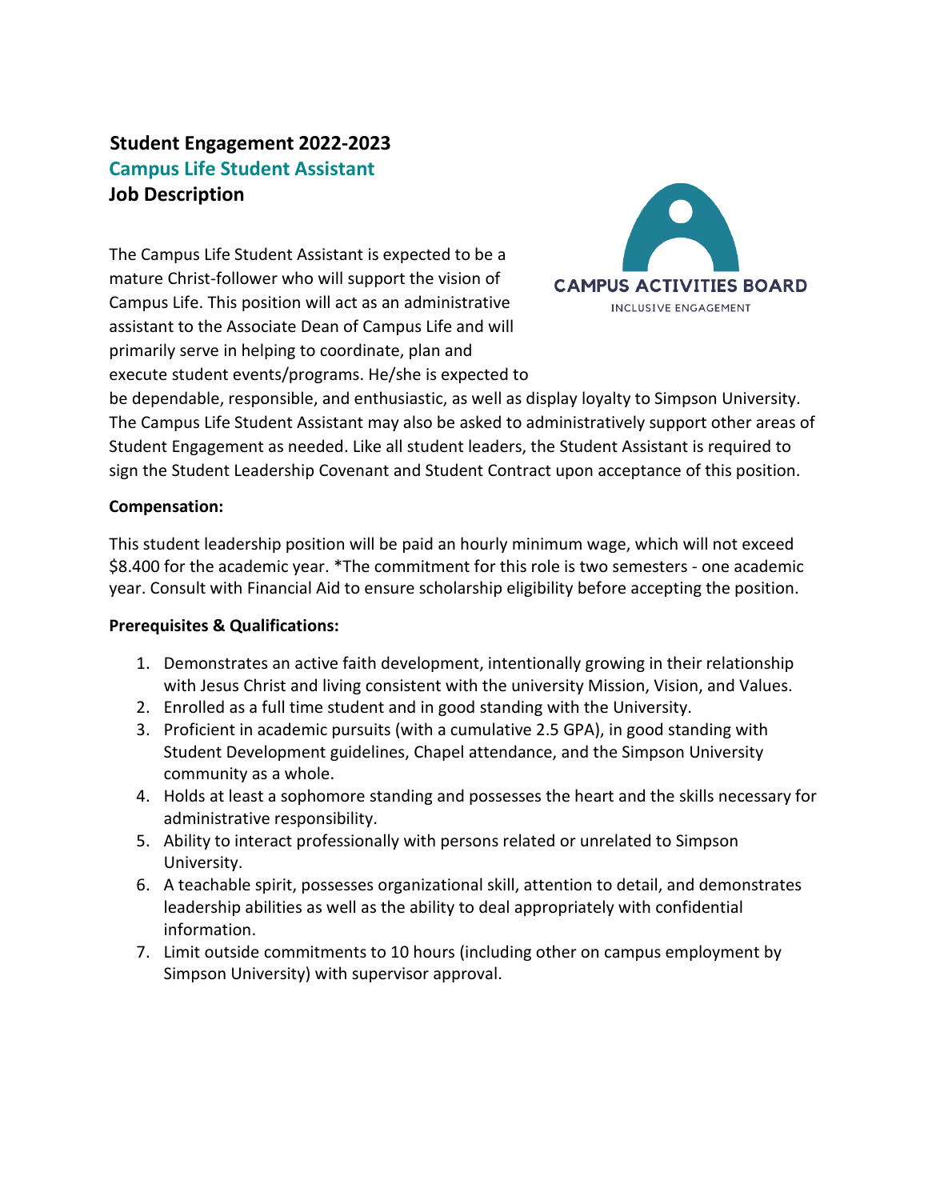# Student Engagement 2022-2023

## Campus Life Student Assistant

## Job Description

CAMPUS ACTIVITIES BOARD
INCLUSIVE ENGAGEMENT

The Campus Life Student Assistant is expected to be a mature Christ-follower who will support the vision of Campus Life. This position will act as an administrative assistant to the Associate Dean of Campus Life and will primarily serve in helping to coordinate, plan and execute student events/programs. He/she is expected to be dependable, responsible, and enthusiastic, as well as display loyalty to Simpson University. The Campus Life Student Assistant may also be asked to administratively support other areas of Student Engagement as needed. Like all student leaders, the Student Assistant is required to sign the Student Leadership Covenant and Student Contract upon acceptance of this position.

**Compensation:**

This student leadership position will be paid an hourly minimum wage, which will not exceed $8.400 for the academic year. *The commitment for this role is two semesters - one academic year. Consult with Financial Aid to ensure scholarship eligibility before accepting the position.

**Prerequisites & Qualifications:**

1. Demonstrates an active faith development, intentionally growing in their relationship with Jesus Christ and living consistent with the university Mission, Vision, and Values.
2. Enrolled as a full time student and in good standing with the University.
3. Proficient in academic pursuits (with a cumulative 2.5 GPA), in good standing with Student Development guidelines, Chapel attendance, and the Simpson University community as a whole.
4. Holds at least a sophomore standing and possesses the heart and the skills necessary for administrative responsibility.
5. Ability to interact professionally with persons related or unrelated to Simpson University.
6. A teachable spirit, possesses organizational skill, attention to detail, and demonstrates leadership abilities as well as the ability to deal appropriately with confidential information.
7. Limit outside commitments to 10 hours (including other on campus employment by Simpson University) with supervisor approval.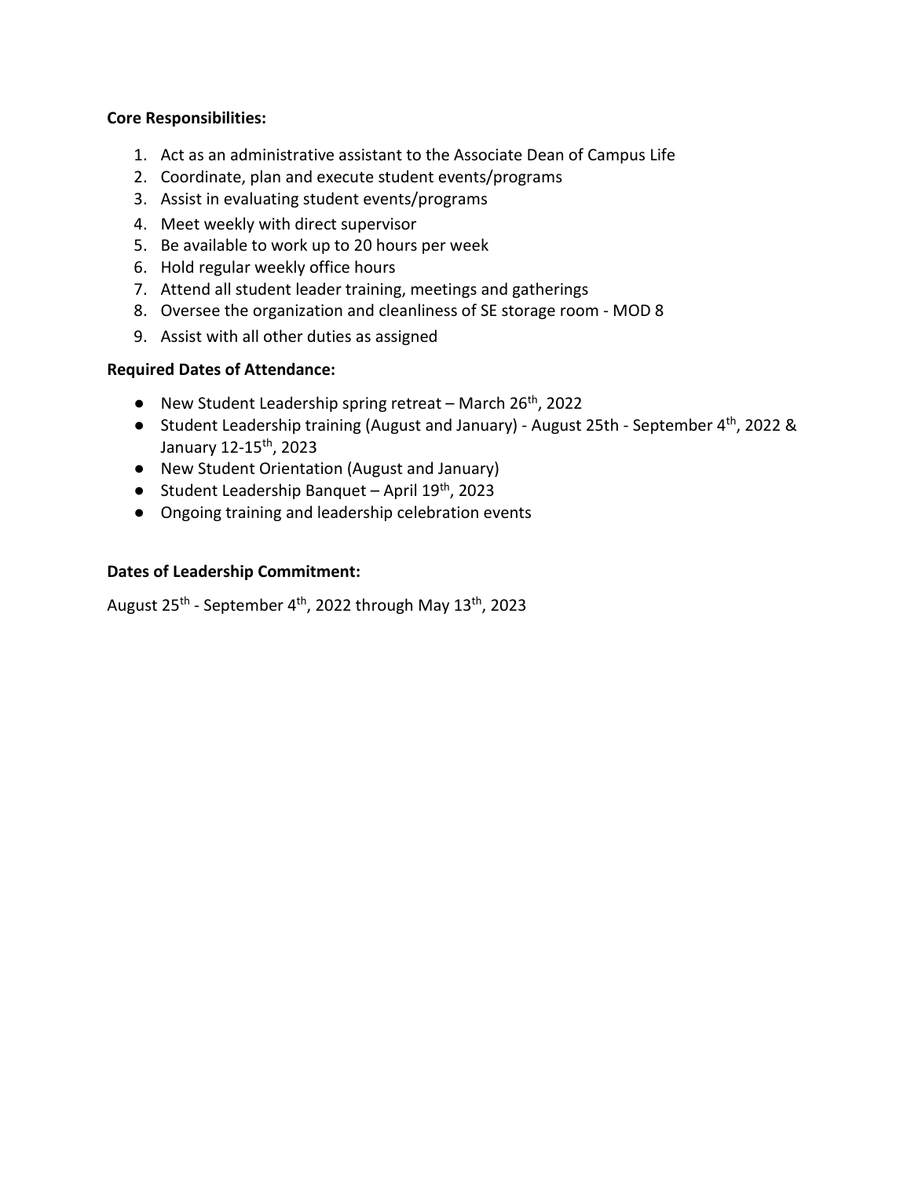**Core Responsibilities:**

1. Act as an administrative assistant to the Associate Dean of Campus Life
2. Coordinate, plan and execute student events/programs
3. Assist in evaluating student events/programs
4. Meet weekly with direct supervisor
5. Be available to work up to 20 hours per week
6. Hold regular weekly office hours
7. Attend all student leader training, meetings and gatherings
8. Oversee the organization and cleanliness of SE storage room - MOD 8
9. Assist with all other duties as assigned

**Required Dates of Attendance:**

- New Student Leadership spring retreat – March 26th, 2022
- Student Leadership training (August and January) - August 25th - September 4th, 2022 & January 12-15th, 2023
- New Student Orientation (August and January)
- Student Leadership Banquet – April 19th, 2023
- Ongoing training and leadership celebration events

**Dates of Leadership Commitment:**

August 25th - September 4th, 2022 through May 13th, 2023